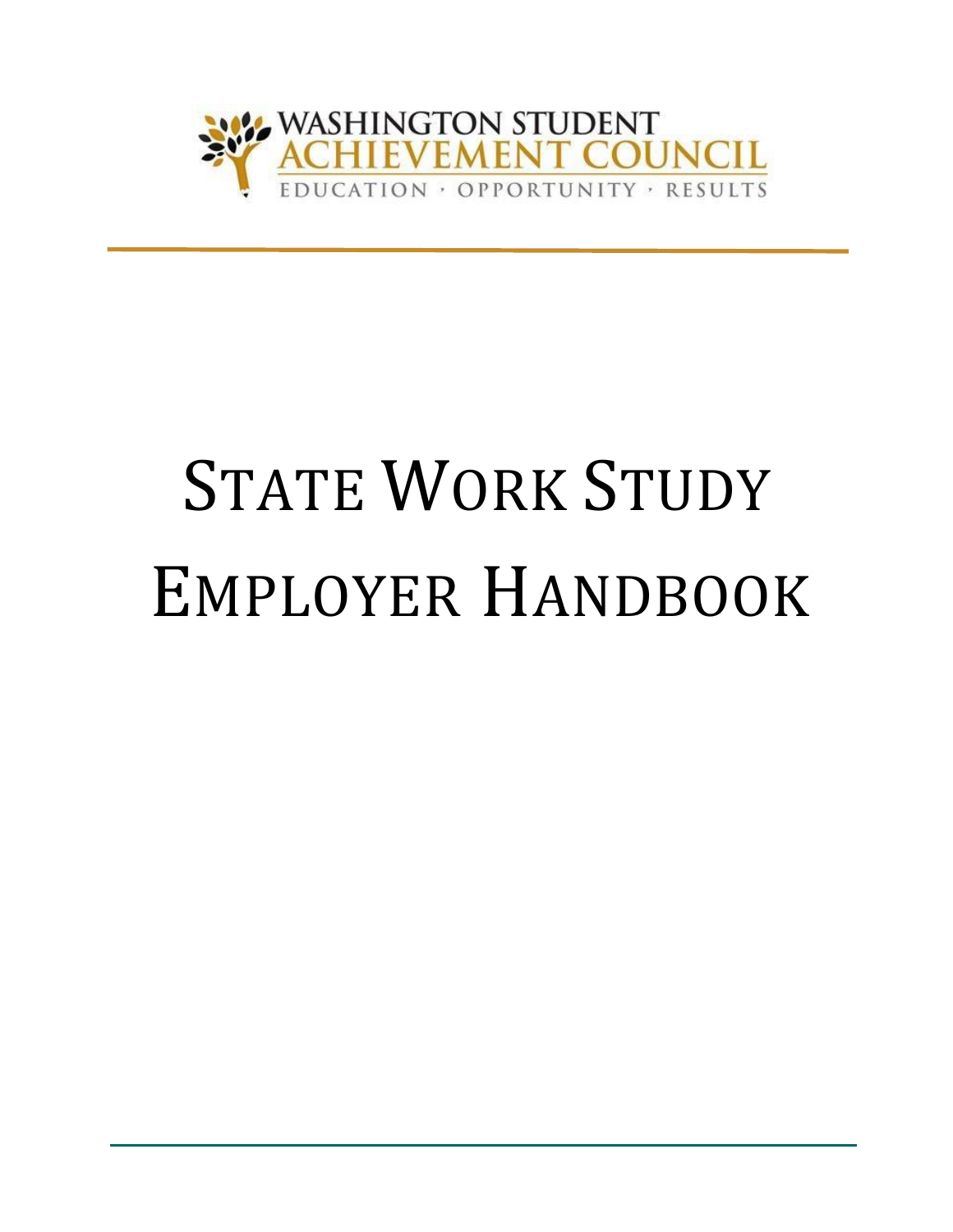WASHINGTON STUDENT
ACHIEVEMENT COUNCIL
EDUCATION · OPPORTUNITY · RESULTS

# STATE WORK STUDY EMPLOYER HANDBOOK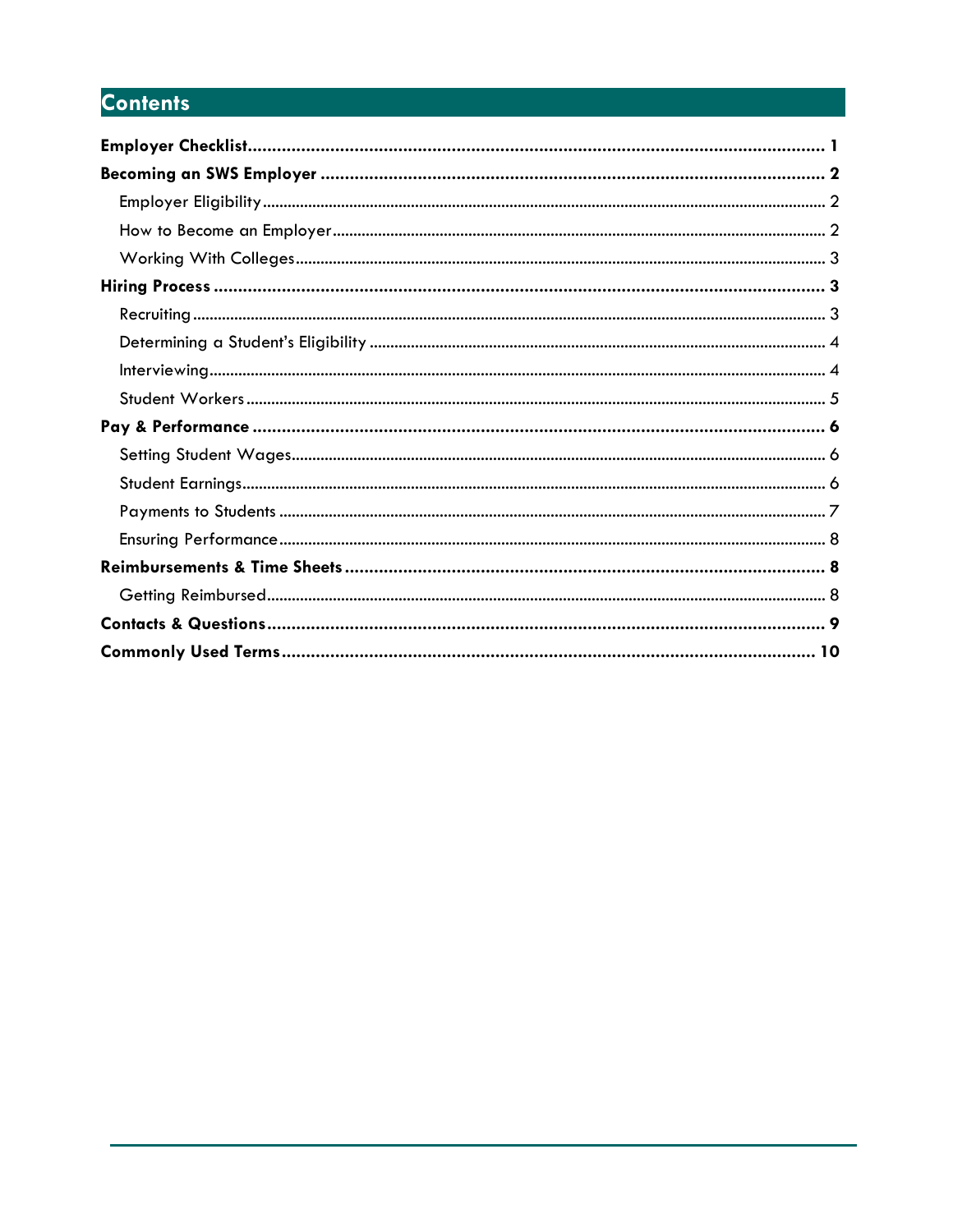# Contents

**Employer Checklist** .......... **1**

**Becoming an SWS Employer** .......... **2**

- Employer Eligibility .......... 2
- How to Become an Employer .......... 2
- Working With Colleges .......... 3

**Hiring Process** .......... **3**

- Recruiting .......... 3
- Determining a Student's Eligibility .......... 4
- Interviewing .......... 4
- Student Workers .......... 5

**Pay & Performance** .......... **6**

- Setting Student Wages .......... 6
- Student Earnings .......... 6
- Payments to Students .......... 7
- Ensuring Performance .......... 8

**Reimbursements & Time Sheets** .......... **8**

- Getting Reimbursed .......... 8

**Contacts & Questions** .......... **9**

**Commonly Used Terms** .......... **10**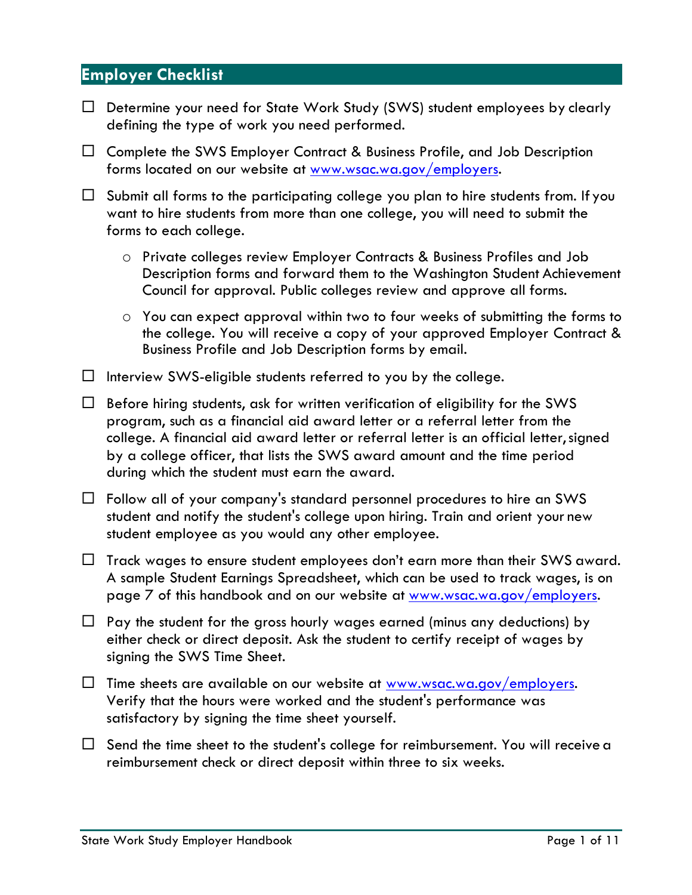## Employer Checklist

- ☐ Determine your need for State Work Study (SWS) student employees by clearly defining the type of work you need performed.
- ☐ Complete the SWS Employer Contract & Business Profile, and Job Description forms located on our website at [www.wsac.wa.gov/employers](http://www.wsac.wa.gov/employers).
- ☐ Submit all forms to the participating college you plan to hire students from. If you want to hire students from more than one college, you will need to submit the forms to each college.
  - Private colleges review Employer Contracts & Business Profiles and Job Description forms and forward them to the Washington Student Achievement Council for approval. Public colleges review and approve all forms.
  - You can expect approval within two to four weeks of submitting the forms to the college. You will receive a copy of your approved Employer Contract & Business Profile and Job Description forms by email.
- ☐ Interview SWS-eligible students referred to you by the college.
- ☐ Before hiring students, ask for written verification of eligibility for the SWS program, such as a financial aid award letter or a referral letter from the college. A financial aid award letter or referral letter is an official letter, signed by a college officer, that lists the SWS award amount and the time period during which the student must earn the award.
- ☐ Follow all of your company's standard personnel procedures to hire an SWS student and notify the student's college upon hiring. Train and orient your new student employee as you would any other employee.
- ☐ Track wages to ensure student employees don't earn more than their SWS award. A sample Student Earnings Spreadsheet, which can be used to track wages, is on page 7 of this handbook and on our website at [www.wsac.wa.gov/employers](http://www.wsac.wa.gov/employers).
- ☐ Pay the student for the gross hourly wages earned (minus any deductions) by either check or direct deposit. Ask the student to certify receipt of wages by signing the SWS Time Sheet.
- ☐ Time sheets are available on our website at [www.wsac.wa.gov/employers](http://www.wsac.wa.gov/employers). Verify that the hours were worked and the student's performance was satisfactory by signing the time sheet yourself.
- ☐ Send the time sheet to the student's college for reimbursement. You will receive a reimbursement check or direct deposit within three to six weeks.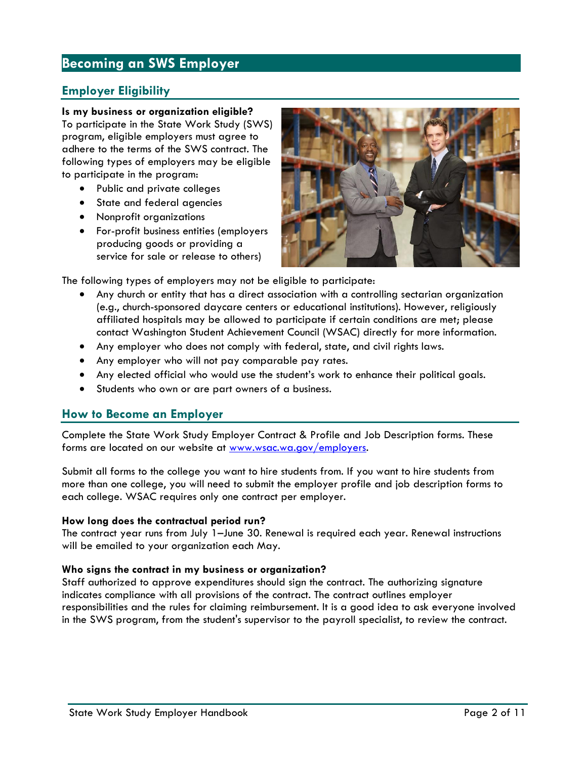# Becoming an SWS Employer

## Employer Eligibility

**Is my business or organization eligible?**

To participate in the State Work Study (SWS) program, eligible employers must agree to adhere to the terms of the SWS contract. The following types of employers may be eligible to participate in the program:

- Public and private colleges
- State and federal agencies
- Nonprofit organizations
- For-profit business entities (employers producing goods or providing a service for sale or release to others)

The following types of employers may not be eligible to participate:

- Any church or entity that has a direct association with a controlling sectarian organization (e.g., church-sponsored daycare centers or educational institutions). However, religiously affiliated hospitals may be allowed to participate if certain conditions are met; please contact Washington Student Achievement Council (WSAC) directly for more information.
- Any employer who does not comply with federal, state, and civil rights laws.
- Any employer who will not pay comparable pay rates.
- Any elected official who would use the student's work to enhance their political goals.
- Students who own or are part owners of a business.

## How to Become an Employer

Complete the State Work Study Employer Contract & Profile and Job Description forms. These forms are located on our website at [www.wsac.wa.gov/employers](http://www.wsac.wa.gov/employers).

Submit all forms to the college you want to hire students from. If you want to hire students from more than one college, you will need to submit the employer profile and job description forms to each college. WSAC requires only one contract per employer.

**How long does the contractual period run?**

The contract year runs from July 1–June 30. Renewal is required each year. Renewal instructions will be emailed to your organization each May.

**Who signs the contract in my business or organization?**

Staff authorized to approve expenditures should sign the contract. The authorizing signature indicates compliance with all provisions of the contract. The contract outlines employer responsibilities and the rules for claiming reimbursement. It is a good idea to ask everyone involved in the SWS program, from the student's supervisor to the payroll specialist, to review the contract.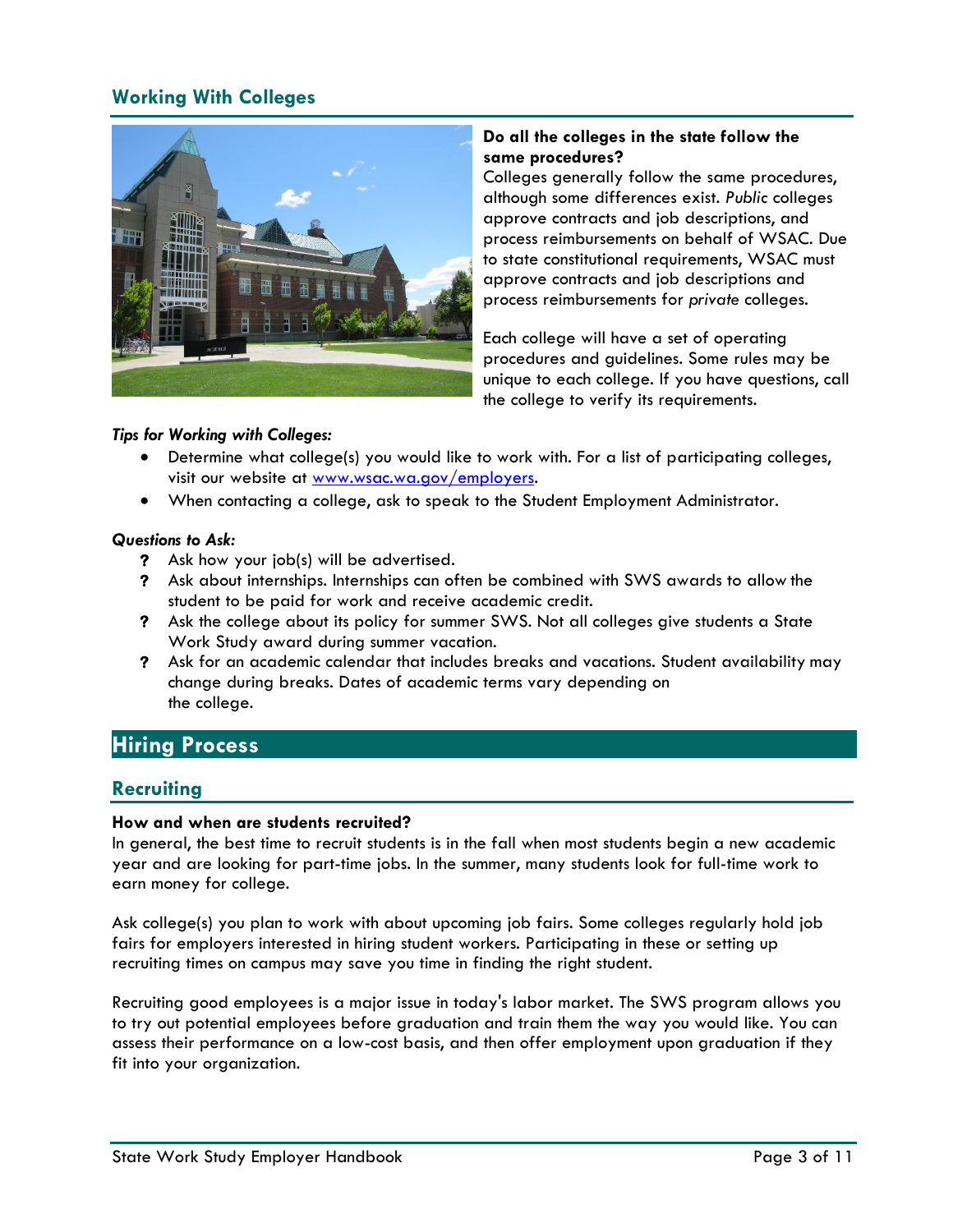## Working With Colleges

**Do all the colleges in the state follow the same procedures?**
Colleges generally follow the same procedures, although some differences exist. *Public* colleges approve contracts and job descriptions, and process reimbursements on behalf of WSAC. Due to state constitutional requirements, WSAC must approve contracts and job descriptions and process reimbursements for *private* colleges.

Each college will have a set of operating procedures and guidelines. Some rules may be unique to each college. If you have questions, call the college to verify its requirements.

***Tips for Working with Colleges:***

- Determine what college(s) you would like to work with. For a list of participating colleges, visit our website at [www.wsac.wa.gov/employers](http://www.wsac.wa.gov/employers).
- When contacting a college, ask to speak to the Student Employment Administrator.

***Questions to Ask:***

- Ask how your job(s) will be advertised.
- Ask about internships. Internships can often be combined with SWS awards to allow the student to be paid for work and receive academic credit.
- Ask the college about its policy for summer SWS. Not all colleges give students a State Work Study award during summer vacation.
- Ask for an academic calendar that includes breaks and vacations. Student availability may change during breaks. Dates of academic terms vary depending on the college.

# Hiring Process

## Recruiting

**How and when are students recruited?**
In general, the best time to recruit students is in the fall when most students begin a new academic year and are looking for part-time jobs. In the summer, many students look for full-time work to earn money for college.

Ask college(s) you plan to work with about upcoming job fairs. Some colleges regularly hold job fairs for employers interested in hiring student workers. Participating in these or setting up recruiting times on campus may save you time in finding the right student.

Recruiting good employees is a major issue in today's labor market. The SWS program allows you to try out potential employees before graduation and train them the way you would like. You can assess their performance on a low-cost basis, and then offer employment upon graduation if they fit into your organization.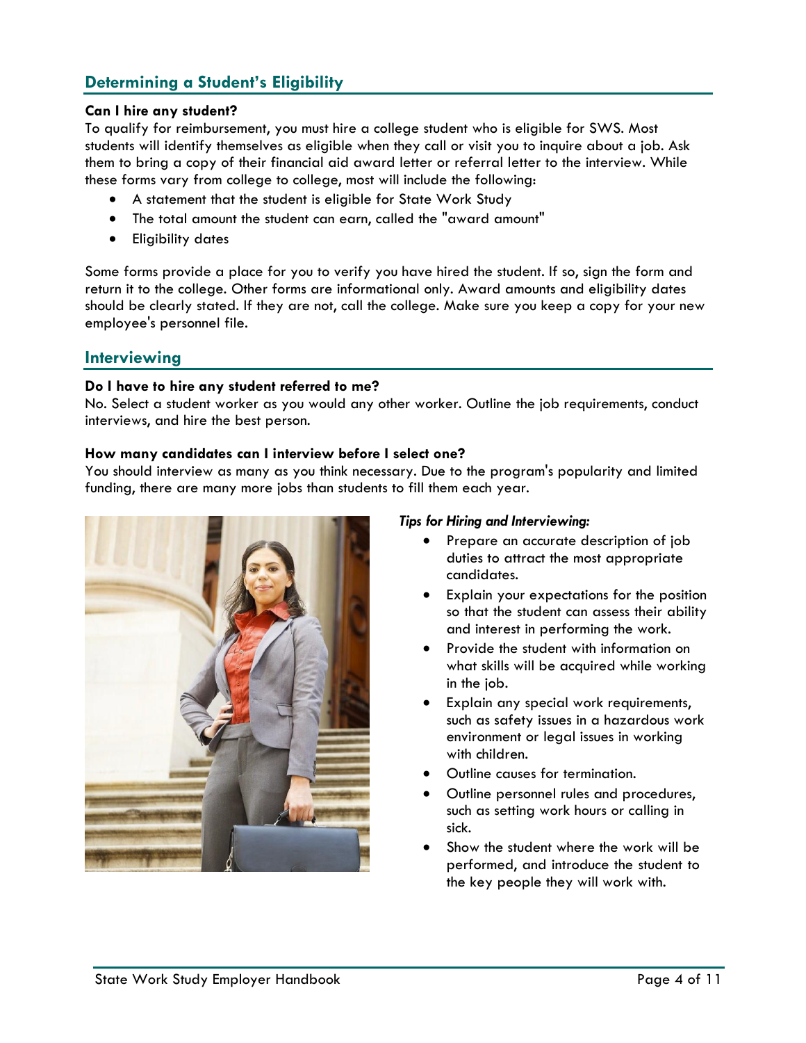## Determining a Student's Eligibility

**Can I hire any student?**

To qualify for reimbursement, you must hire a college student who is eligible for SWS. Most students will identify themselves as eligible when they call or visit you to inquire about a job. Ask them to bring a copy of their financial aid award letter or referral letter to the interview. While these forms vary from college to college, most will include the following:

- A statement that the student is eligible for State Work Study
- The total amount the student can earn, called the "award amount"
- Eligibility dates

Some forms provide a place for you to verify you have hired the student. If so, sign the form and return it to the college. Other forms are informational only. Award amounts and eligibility dates should be clearly stated. If they are not, call the college. Make sure you keep a copy for your new employee's personnel file.

## Interviewing

**Do I have to hire any student referred to me?**

No. Select a student worker as you would any other worker. Outline the job requirements, conduct interviews, and hire the best person.

**How many candidates can I interview before I select one?**

You should interview as many as you think necessary. Due to the program's popularity and limited funding, there are many more jobs than students to fill them each year.

***Tips for Hiring and Interviewing:***

- Prepare an accurate description of job duties to attract the most appropriate candidates.
- Explain your expectations for the position so that the student can assess their ability and interest in performing the work.
- Provide the student with information on what skills will be acquired while working in the job.
- Explain any special work requirements, such as safety issues in a hazardous work environment or legal issues in working with children.
- Outline causes for termination.
- Outline personnel rules and procedures, such as setting work hours or calling in sick.
- Show the student where the work will be performed, and introduce the student to the key people they will work with.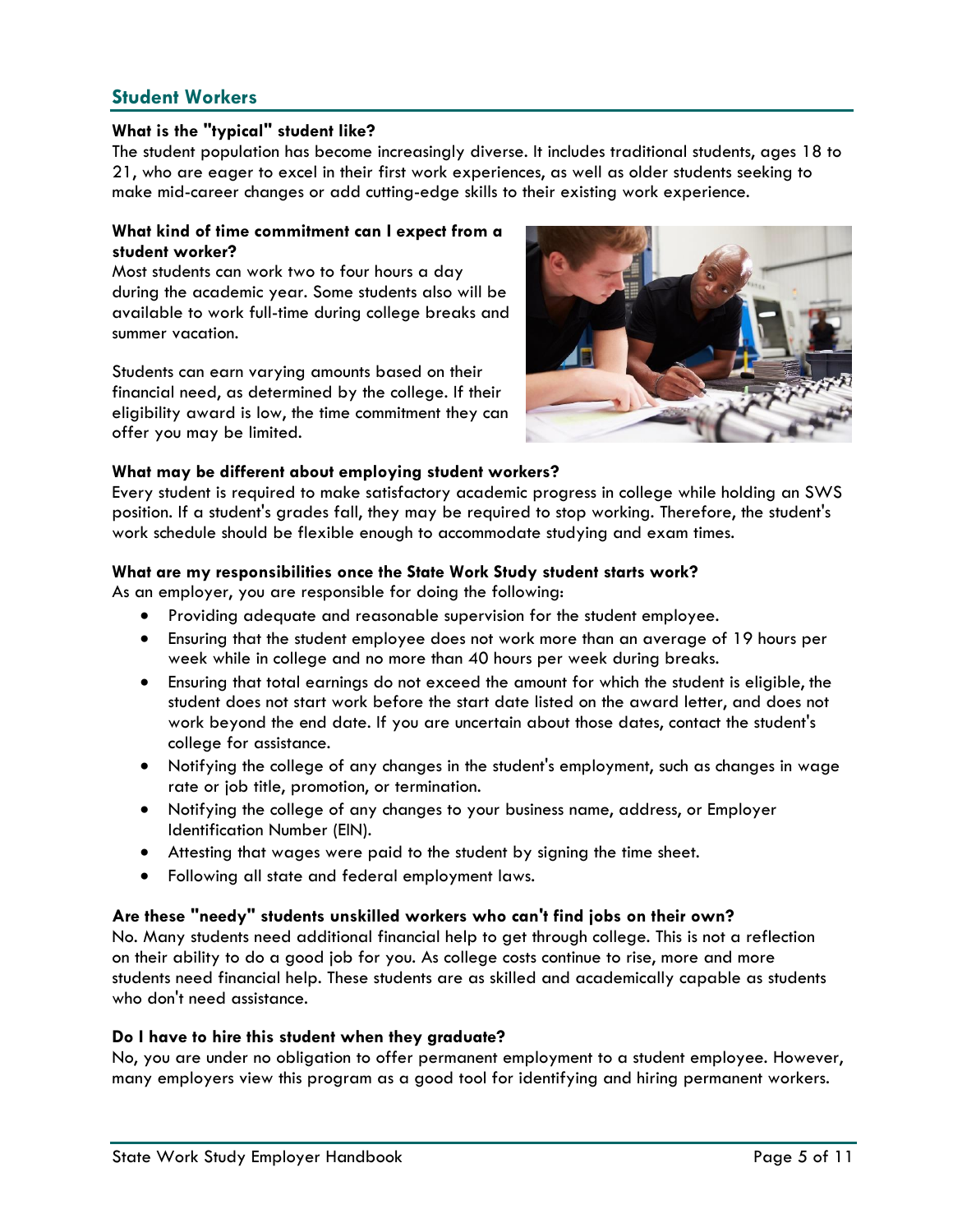## Student Workers

**What is the "typical" student like?**

The student population has become increasingly diverse. It includes traditional students, ages 18 to 21, who are eager to excel in their first work experiences, as well as older students seeking to make mid-career changes or add cutting-edge skills to their existing work experience.

**What kind of time commitment can I expect from a student worker?**

Most students can work two to four hours a day during the academic year. Some students also will be available to work full-time during college breaks and summer vacation.

Students can earn varying amounts based on their financial need, as determined by the college. If their eligibility award is low, the time commitment they can offer you may be limited.

**What may be different about employing student workers?**

Every student is required to make satisfactory academic progress in college while holding an SWS position. If a student's grades fall, they may be required to stop working. Therefore, the student's work schedule should be flexible enough to accommodate studying and exam times.

**What are my responsibilities once the State Work Study student starts work?**

As an employer, you are responsible for doing the following:

- Providing adequate and reasonable supervision for the student employee.
- Ensuring that the student employee does not work more than an average of 19 hours per week while in college and no more than 40 hours per week during breaks.
- Ensuring that total earnings do not exceed the amount for which the student is eligible, the student does not start work before the start date listed on the award letter, and does not work beyond the end date. If you are uncertain about those dates, contact the student's college for assistance.
- Notifying the college of any changes in the student's employment, such as changes in wage rate or job title, promotion, or termination.
- Notifying the college of any changes to your business name, address, or Employer Identification Number (EIN).
- Attesting that wages were paid to the student by signing the time sheet.
- Following all state and federal employment laws.

**Are these "needy" students unskilled workers who can't find jobs on their own?**

No. Many students need additional financial help to get through college. This is not a reflection on their ability to do a good job for you. As college costs continue to rise, more and more students need financial help. These students are as skilled and academically capable as students who don't need assistance.

**Do I have to hire this student when they graduate?**

No, you are under no obligation to offer permanent employment to a student employee. However, many employers view this program as a good tool for identifying and hiring permanent workers.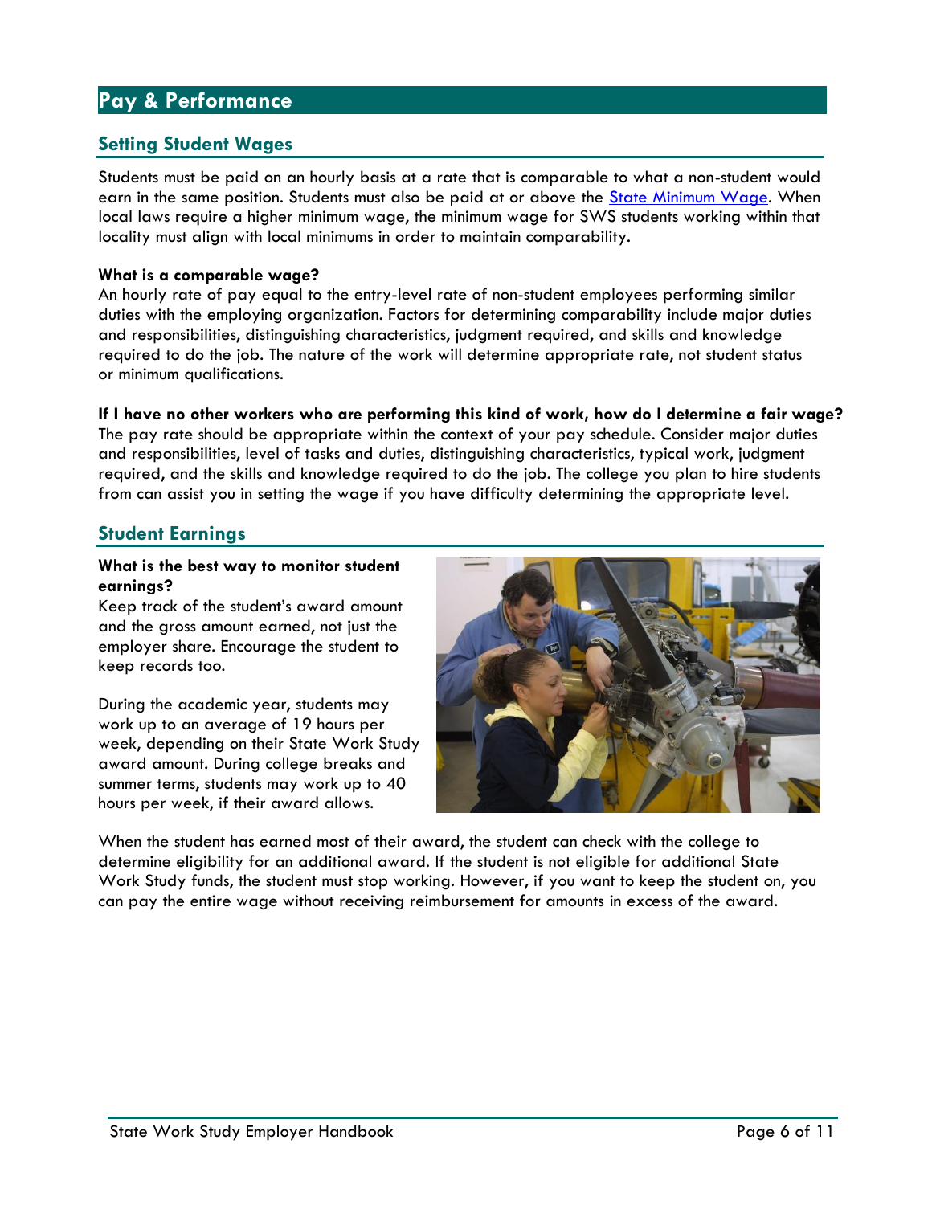# Pay & Performance

## Setting Student Wages

Students must be paid on an hourly basis at a rate that is comparable to what a non-student would earn in the same position. Students must also be paid at or above the [State Minimum Wage](). When local laws require a higher minimum wage, the minimum wage for SWS students working within that locality must align with local minimums in order to maintain comparability.

**What is a comparable wage?**
An hourly rate of pay equal to the entry-level rate of non-student employees performing similar duties with the employing organization. Factors for determining comparability include major duties and responsibilities, distinguishing characteristics, judgment required, and skills and knowledge required to do the job. The nature of the work will determine appropriate rate, not student status or minimum qualifications.

**If I have no other workers who are performing this kind of work, how do I determine a fair wage?**
The pay rate should be appropriate within the context of your pay schedule. Consider major duties and responsibilities, level of tasks and duties, distinguishing characteristics, typical work, judgment required, and the skills and knowledge required to do the job. The college you plan to hire students from can assist you in setting the wage if you have difficulty determining the appropriate level.

## Student Earnings

**What is the best way to monitor student earnings?**
Keep track of the student's award amount and the gross amount earned, not just the employer share. Encourage the student to keep records too.

During the academic year, students may work up to an average of 19 hours per week, depending on their State Work Study award amount. During college breaks and summer terms, students may work up to 40 hours per week, if their award allows.

When the student has earned most of their award, the student can check with the college to determine eligibility for an additional award. If the student is not eligible for additional State Work Study funds, the student must stop working. However, if you want to keep the student on, you can pay the entire wage without receiving reimbursement for amounts in excess of the award.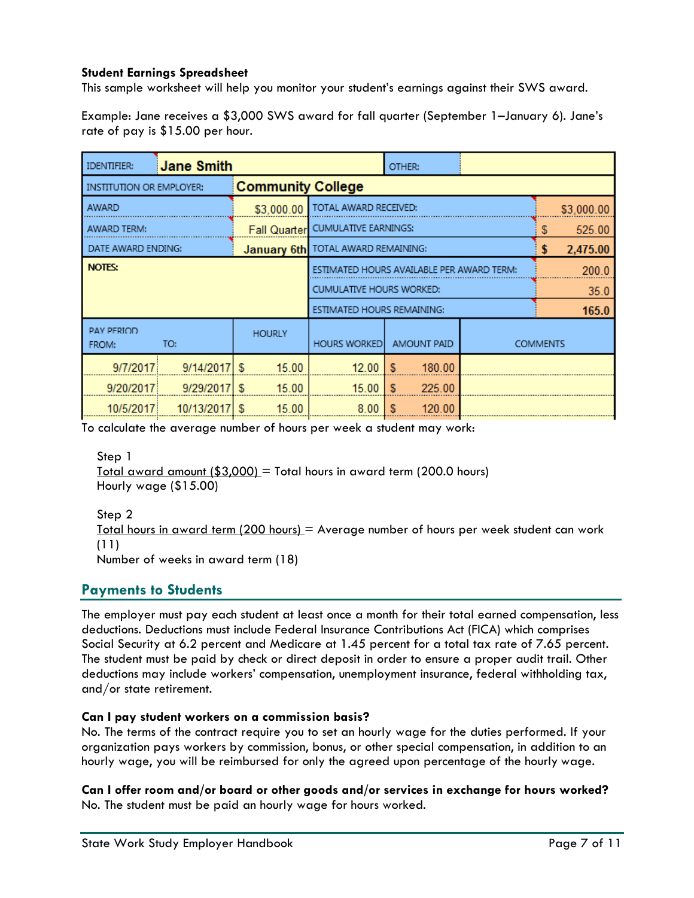**Student Earnings Spreadsheet**

This sample worksheet will help you monitor your student's earnings against their SWS award.

Example: Jane receives a $3,000 SWS award for fall quarter (September 1–January 6). Jane's rate of pay is $15.00 per hour.

| IDENTIFIER: | Jane Smith | | OTHER: | | |
|---|---|---|---|---|---|
| INSTITUTION OR EMPLOYER: | | Community College | | | |
| AWARD | | $3,000.00 | TOTAL AWARD RECEIVED: | | $3,000.00 |
| AWARD TERM: | | Fall Quarter | CUMULATIVE EARNINGS: | | $ 525.00 |
| DATE AWARD ENDING: | | January 6th | TOTAL AWARD REMAINING: | | **$ 2,475.00** |
| **NOTES:** | | | ESTIMATED HOURS AVAILABLE PER AWARD TERM: | | 200.0 |
| | | | CUMULATIVE HOURS WORKED: | | 35.0 |
| | | | ESTIMATED HOURS REMAINING: | | **165.0** |
| PAY PERIOD FROM: | TO: | HOURLY | HOURS WORKED | AMOUNT PAID | COMMENTS |
| 9/7/2017 | 9/14/2017 | $ 15.00 | 12.00 | $ 180.00 | |
| 9/20/2017 | 9/29/2017 | $ 15.00 | 15.00 | $ 225.00 | |
| 10/5/2017 | 10/13/2017 | $ 15.00 | 8.00 | $ 120.00 | |

To calculate the average number of hours per week a student may work:

Step 1

$$\frac{\text{Total award amount (\$3,000)}}{\text{Hourly wage (\$15.00)}} = \text{Total hours in award term (200.0 hours)}$$

Step 2

$$\frac{\text{Total hours in award term (200 hours)}}{\text{Number of weeks in award term (18)}} = \text{Average number of hours per week student can work (11)}$$

## Payments to Students

The employer must pay each student at least once a month for their total earned compensation, less deductions. Deductions must include Federal Insurance Contributions Act (FICA) which comprises Social Security at 6.2 percent and Medicare at 1.45 percent for a total tax rate of 7.65 percent. The student must be paid by check or direct deposit in order to ensure a proper audit trail. Other deductions may include workers' compensation, unemployment insurance, federal withholding tax, and/or state retirement.

**Can I pay student workers on a commission basis?**

No. The terms of the contract require you to set an hourly wage for the duties performed. If your organization pays workers by commission, bonus, or other special compensation, in addition to an hourly wage, you will be reimbursed for only the agreed upon percentage of the hourly wage.

**Can I offer room and/or board or other goods and/or services in exchange for hours worked?**

No. The student must be paid an hourly wage for hours worked.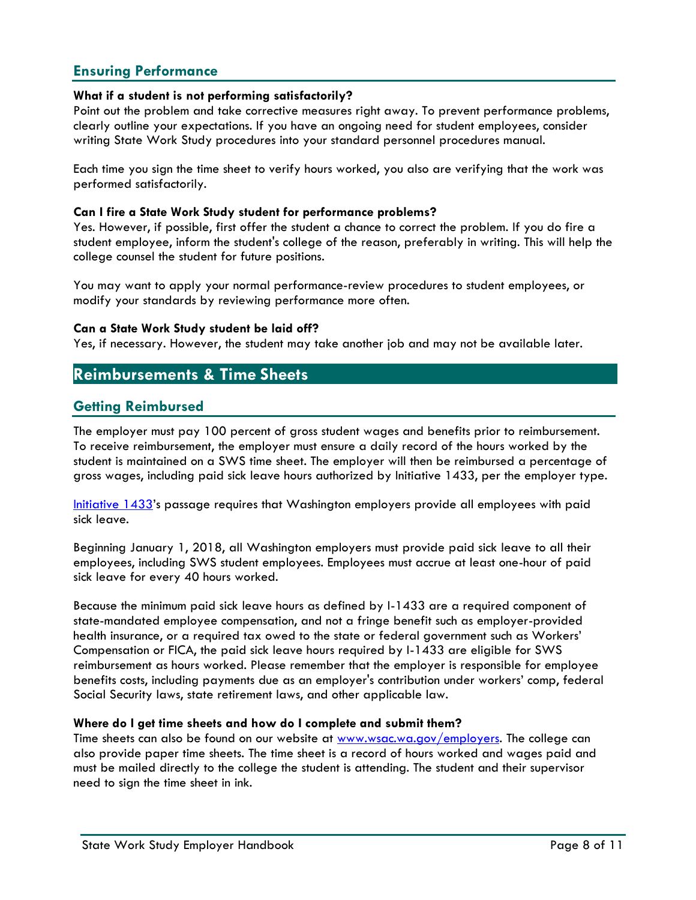## Ensuring Performance

**What if a student is not performing satisfactorily?**
Point out the problem and take corrective measures right away. To prevent performance problems, clearly outline your expectations. If you have an ongoing need for student employees, consider writing State Work Study procedures into your standard personnel procedures manual.

Each time you sign the time sheet to verify hours worked, you also are verifying that the work was performed satisfactorily.

**Can I fire a State Work Study student for performance problems?**
Yes. However, if possible, first offer the student a chance to correct the problem. If you do fire a student employee, inform the student's college of the reason, preferably in writing. This will help the college counsel the student for future positions.

You may want to apply your normal performance-review procedures to student employees, or modify your standards by reviewing performance more often.

**Can a State Work Study student be laid off?**
Yes, if necessary. However, the student may take another job and may not be available later.

# Reimbursements & Time Sheets

## Getting Reimbursed

The employer must pay 100 percent of gross student wages and benefits prior to reimbursement. To receive reimbursement, the employer must ensure a daily record of the hours worked by the student is maintained on a SWS time sheet. The employer will then be reimbursed a percentage of gross wages, including paid sick leave hours authorized by Initiative 1433, per the employer type.

[Initiative 1433](Initiative 1433)'s passage requires that Washington employers provide all employees with paid sick leave.

Beginning January 1, 2018, all Washington employers must provide paid sick leave to all their employees, including SWS student employees. Employees must accrue at least one-hour of paid sick leave for every 40 hours worked.

Because the minimum paid sick leave hours as defined by I-1433 are a required component of state-mandated employee compensation, and not a fringe benefit such as employer-provided health insurance, or a required tax owed to the state or federal government such as Workers' Compensation or FICA, the paid sick leave hours required by I-1433 are eligible for SWS reimbursement as hours worked. Please remember that the employer is responsible for employee benefits costs, including payments due as an employer's contribution under workers' comp, federal Social Security laws, state retirement laws, and other applicable law.

**Where do I get time sheets and how do I complete and submit them?**
Time sheets can also be found on our website at [www.wsac.wa.gov/employers](www.wsac.wa.gov/employers). The college can also provide paper time sheets. The time sheet is a record of hours worked and wages paid and must be mailed directly to the college the student is attending. The student and their supervisor need to sign the time sheet in ink.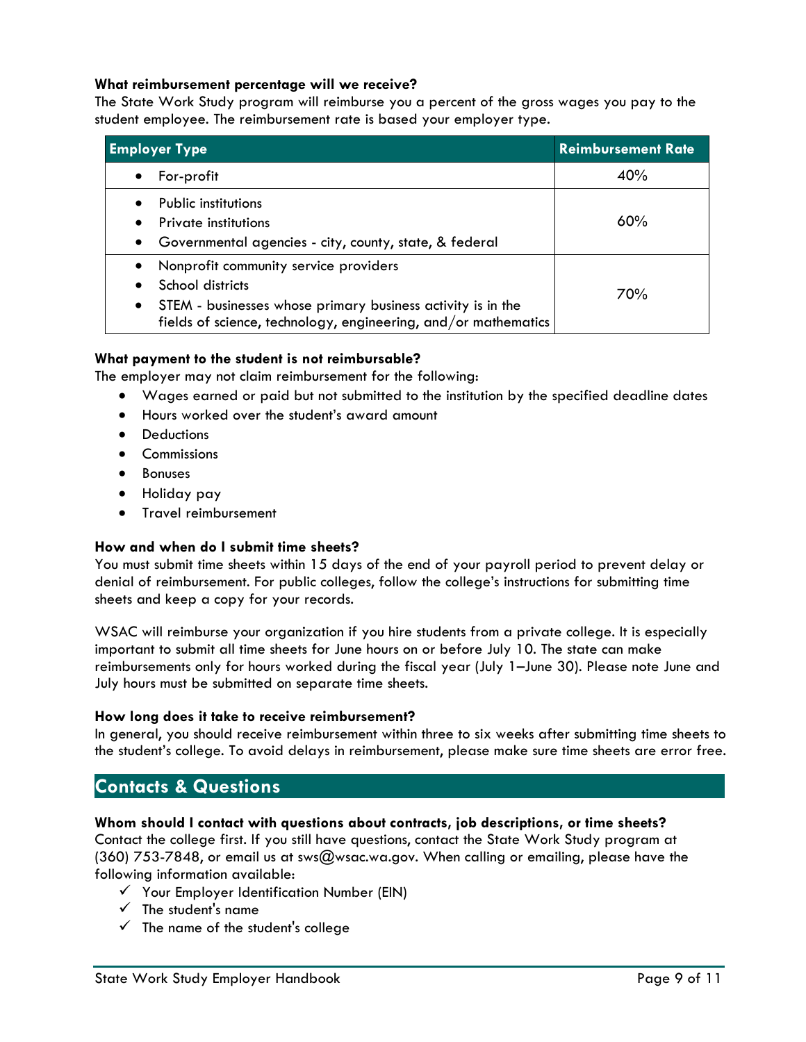**What reimbursement percentage will we receive?**
The State Work Study program will reimburse you a percent of the gross wages you pay to the student employee. The reimbursement rate is based your employer type.

| Employer Type | Reimbursement Rate |
|---|---|
| • For-profit | 40% |
| • Public institutions<br>• Private institutions<br>• Governmental agencies - city, county, state, & federal | 60% |
| • Nonprofit community service providers<br>• School districts<br>• STEM - businesses whose primary business activity is in the fields of science, technology, engineering, and/or mathematics | 70% |

**What payment to the student is not reimbursable?**
The employer may not claim reimbursement for the following:

- Wages earned or paid but not submitted to the institution by the specified deadline dates
- Hours worked over the student's award amount
- Deductions
- Commissions
- Bonuses
- Holiday pay
- Travel reimbursement

**How and when do I submit time sheets?**
You must submit time sheets within 15 days of the end of your payroll period to prevent delay or denial of reimbursement. For public colleges, follow the college's instructions for submitting time sheets and keep a copy for your records.

WSAC will reimburse your organization if you hire students from a private college. It is especially important to submit all time sheets for June hours on or before July 10. The state can make reimbursements only for hours worked during the fiscal year (July 1–June 30). Please note June and July hours must be submitted on separate time sheets.

**How long does it take to receive reimbursement?**
In general, you should receive reimbursement within three to six weeks after submitting time sheets to the student's college. To avoid delays in reimbursement, please make sure time sheets are error free.

## Contacts & Questions

**Whom should I contact with questions about contracts, job descriptions, or time sheets?**
Contact the college first. If you still have questions, contact the State Work Study program at (360) 753-7848, or email us at sws@wsac.wa.gov. When calling or emailing, please have the following information available:

- ✓ Your Employer Identification Number (EIN)
- ✓ The student's name
- ✓ The name of the student's college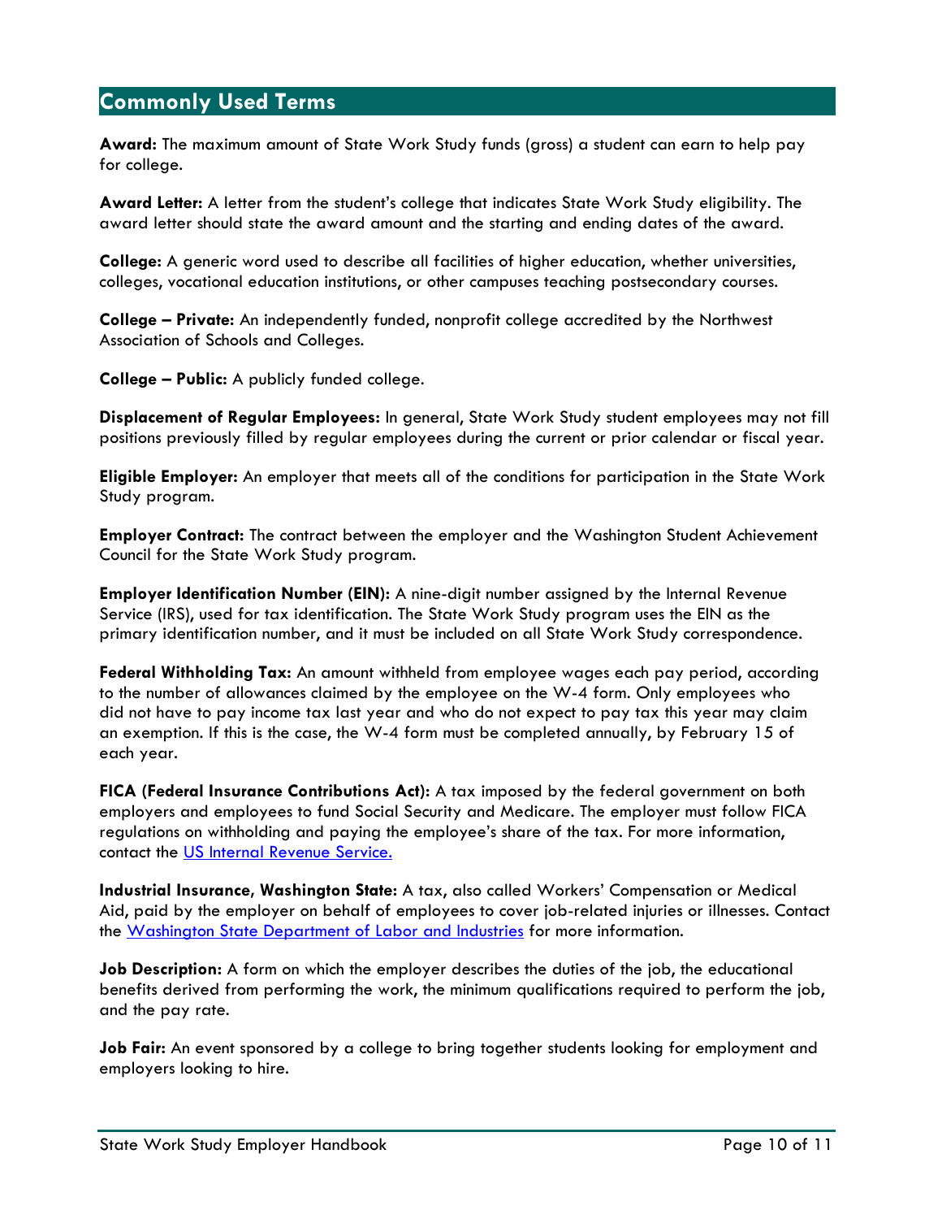## Commonly Used Terms

**Award:** The maximum amount of State Work Study funds (gross) a student can earn to help pay for college.

**Award Letter:** A letter from the student's college that indicates State Work Study eligibility. The award letter should state the award amount and the starting and ending dates of the award.

**College:** A generic word used to describe all facilities of higher education, whether universities, colleges, vocational education institutions, or other campuses teaching postsecondary courses.

**College – Private:** An independently funded, nonprofit college accredited by the Northwest Association of Schools and Colleges.

**College – Public:** A publicly funded college.

**Displacement of Regular Employees:** In general, State Work Study student employees may not fill positions previously filled by regular employees during the current or prior calendar or fiscal year.

**Eligible Employer:** An employer that meets all of the conditions for participation in the State Work Study program.

**Employer Contract:** The contract between the employer and the Washington Student Achievement Council for the State Work Study program.

**Employer Identification Number (EIN):** A nine-digit number assigned by the Internal Revenue Service (IRS), used for tax identification. The State Work Study program uses the EIN as the primary identification number, and it must be included on all State Work Study correspondence.

**Federal Withholding Tax:** An amount withheld from employee wages each pay period, according to the number of allowances claimed by the employee on the W-4 form. Only employees who did not have to pay income tax last year and who do not expect to pay tax this year may claim an exemption. If this is the case, the W-4 form must be completed annually, by February 15 of each year.

**FICA (Federal Insurance Contributions Act):** A tax imposed by the federal government on both employers and employees to fund Social Security and Medicare. The employer must follow FICA regulations on withholding and paying the employee's share of the tax. For more information, contact the US Internal Revenue Service.

**Industrial Insurance, Washington State:** A tax, also called Workers' Compensation or Medical Aid, paid by the employer on behalf of employees to cover job-related injuries or illnesses. Contact the Washington State Department of Labor and Industries for more information.

**Job Description:** A form on which the employer describes the duties of the job, the educational benefits derived from performing the work, the minimum qualifications required to perform the job, and the pay rate.

**Job Fair:** An event sponsored by a college to bring together students looking for employment and employers looking to hire.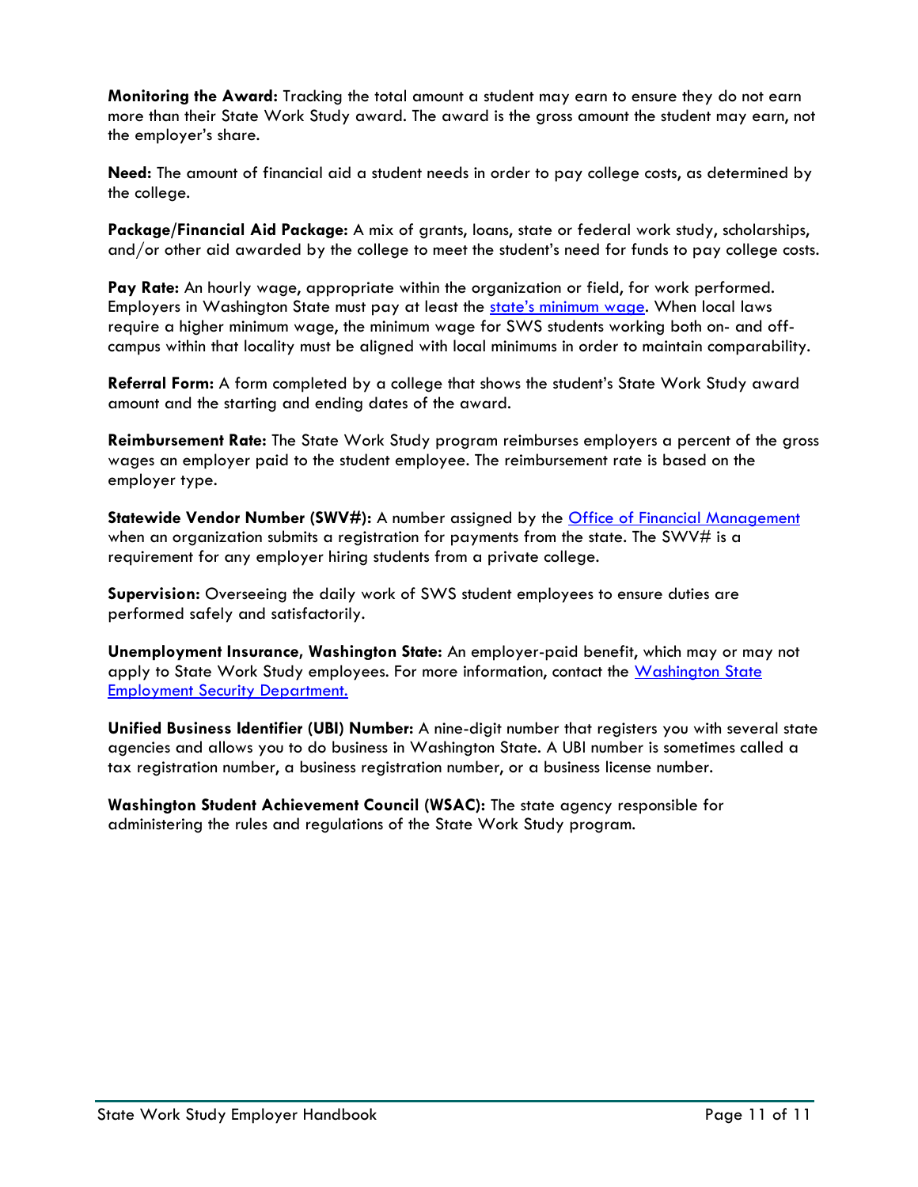**Monitoring the Award:** Tracking the total amount a student may earn to ensure they do not earn more than their State Work Study award. The award is the gross amount the student may earn, not the employer's share.

**Need:** The amount of financial aid a student needs in order to pay college costs, as determined by the college.

**Package/Financial Aid Package:** A mix of grants, loans, state or federal work study, scholarships, and/or other aid awarded by the college to meet the student's need for funds to pay college costs.

**Pay Rate:** An hourly wage, appropriate within the organization or field, for work performed. Employers in Washington State must pay at least the state's minimum wage. When local laws require a higher minimum wage, the minimum wage for SWS students working both on- and off-campus within that locality must be aligned with local minimums in order to maintain comparability.

**Referral Form:** A form completed by a college that shows the student's State Work Study award amount and the starting and ending dates of the award.

**Reimbursement Rate:** The State Work Study program reimburses employers a percent of the gross wages an employer paid to the student employee. The reimbursement rate is based on the employer type.

**Statewide Vendor Number (SWV#):** A number assigned by the Office of Financial Management when an organization submits a registration for payments from the state. The SWV# is a requirement for any employer hiring students from a private college.

**Supervision:** Overseeing the daily work of SWS student employees to ensure duties are performed safely and satisfactorily.

**Unemployment Insurance, Washington State:** An employer-paid benefit, which may or may not apply to State Work Study employees. For more information, contact the Washington State Employment Security Department.

**Unified Business Identifier (UBI) Number:** A nine-digit number that registers you with several state agencies and allows you to do business in Washington State. A UBI number is sometimes called a tax registration number, a business registration number, or a business license number.

**Washington Student Achievement Council (WSAC):** The state agency responsible for administering the rules and regulations of the State Work Study program.